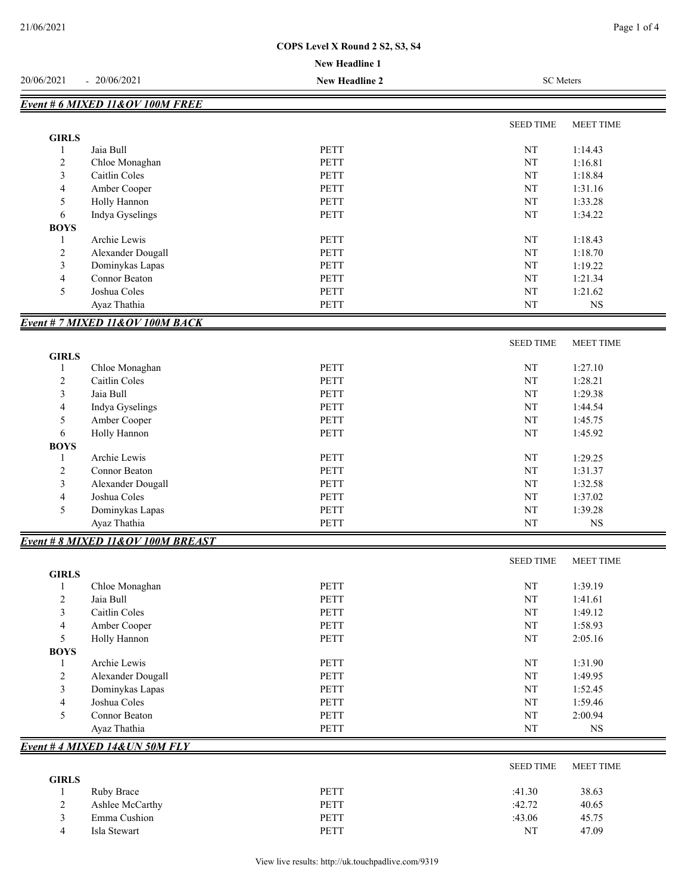**COPS Level X Round 2 S2, S3, S4**

**New Headline 1**

20/06/2021 - 20/06/2021 **New Headline 2** SC Meters

## *Event # 6 MIXED 11&OV 100M FREE*

| | | | SEED TIME | MEET TIME |
|---|---|---|---|---|
| **GIRLS** | | | | |
| 1 | Jaia Bull | PETT | NT | 1:14.43 |
| 2 | Chloe Monaghan | PETT | NT | 1:16.81 |
| 3 | Caitlin Coles | PETT | NT | 1:18.84 |
| 4 | Amber Cooper | PETT | NT | 1:31.16 |
| 5 | Holly Hannon | PETT | NT | 1:33.28 |
| 6 | Indya Gyselings | PETT | NT | 1:34.22 |
| **BOYS** | | | | |
| 1 | Archie Lewis | PETT | NT | 1:18.43 |
| 2 | Alexander Dougall | PETT | NT | 1:18.70 |
| 3 | Dominykas Lapas | PETT | NT | 1:19.22 |
| 4 | Connor Beaton | PETT | NT | 1:21.34 |
| 5 | Joshua Coles | PETT | NT | 1:21.62 |
| | Ayaz Thathia | PETT | NT | NS |

## *Event # 7 MIXED 11&OV 100M BACK*

| | | | SEED TIME | MEET TIME |
|---|---|---|---|---|
| **GIRLS** | | | | |
| 1 | Chloe Monaghan | PETT | NT | 1:27.10 |
| 2 | Caitlin Coles | PETT | NT | 1:28.21 |
| 3 | Jaia Bull | PETT | NT | 1:29.38 |
| 4 | Indya Gyselings | PETT | NT | 1:44.54 |
| 5 | Amber Cooper | PETT | NT | 1:45.75 |
| 6 | Holly Hannon | PETT | NT | 1:45.92 |
| **BOYS** | | | | |
| 1 | Archie Lewis | PETT | NT | 1:29.25 |
| 2 | Connor Beaton | PETT | NT | 1:31.37 |
| 3 | Alexander Dougall | PETT | NT | 1:32.58 |
| 4 | Joshua Coles | PETT | NT | 1:37.02 |
| 5 | Dominykas Lapas | PETT | NT | 1:39.28 |
| | Ayaz Thathia | PETT | NT | NS |

## *Event # 8 MIXED 11&OV 100M BREAST*

| | | | SEED TIME | MEET TIME |
|---|---|---|---|---|
| **GIRLS** | | | | |
| 1 | Chloe Monaghan | PETT | NT | 1:39.19 |
| 2 | Jaia Bull | PETT | NT | 1:41.61 |
| 3 | Caitlin Coles | PETT | NT | 1:49.12 |
| 4 | Amber Cooper | PETT | NT | 1:58.93 |
| 5 | Holly Hannon | PETT | NT | 2:05.16 |
| **BOYS** | | | | |
| 1 | Archie Lewis | PETT | NT | 1:31.90 |
| 2 | Alexander Dougall | PETT | NT | 1:49.95 |
| 3 | Dominykas Lapas | PETT | NT | 1:52.45 |
| 4 | Joshua Coles | PETT | NT | 1:59.46 |
| 5 | Connor Beaton | PETT | NT | 2:00.94 |
| | Ayaz Thathia | PETT | NT | NS |

## *Event # 4 MIXED 14&UN 50M FLY*

| | | | SEED TIME | MEET TIME |
|---|---|---|---|---|
| **GIRLS** | | | | |
| 1 | Ruby Brace | PETT | :41.30 | 38.63 |
| 2 | Ashlee McCarthy | PETT | :42.72 | 40.65 |
| 3 | Emma Cushion | PETT | :43.06 | 45.75 |
| 4 | Isla Stewart | PETT | NT | 47.09 |

View live results: http://uk.touchpadlive.com/9319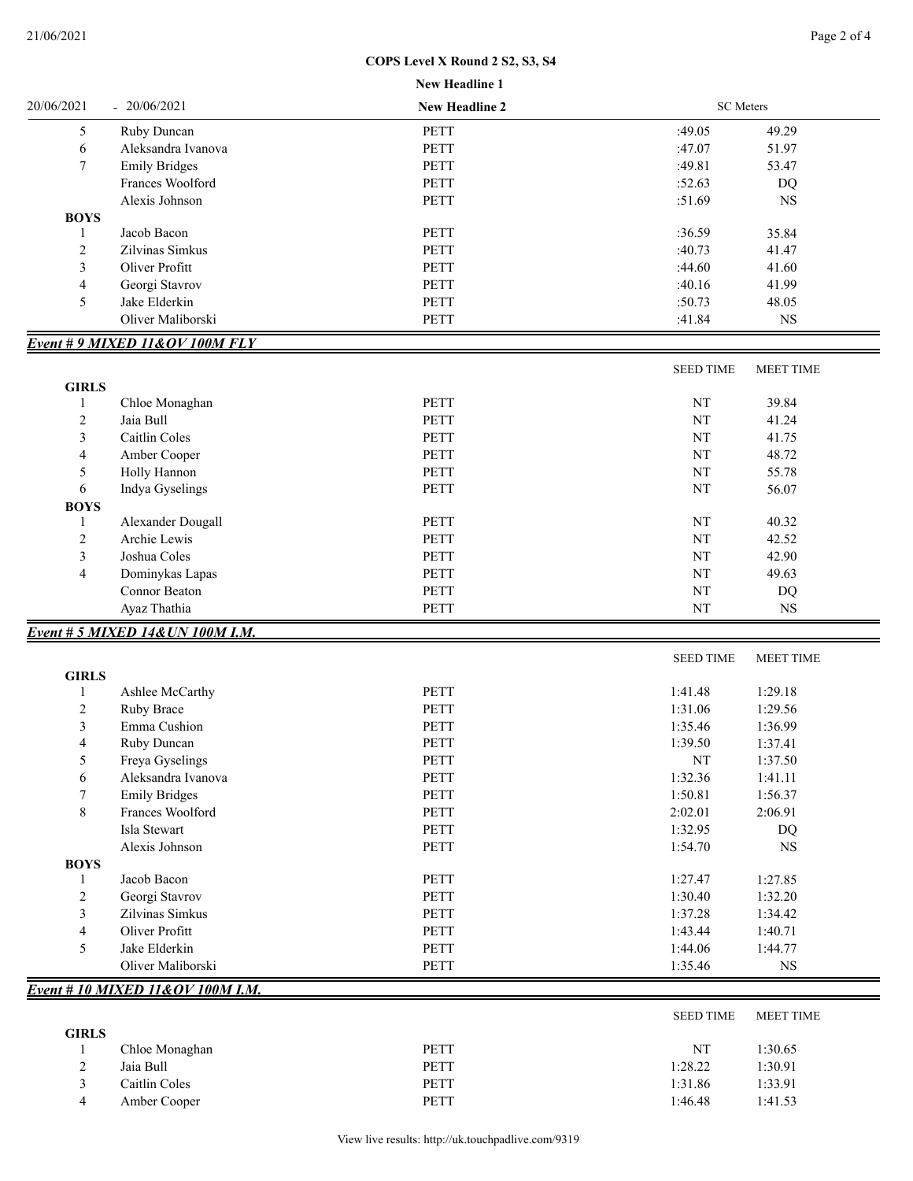**COPS Level X Round 2 S2, S3, S4**

**New Headline 1**

| 20/06/2021 - 20/06/2021 | | **New Headline 2** | SC Meters | |
|---|---|---|---|---|
| 5 | Ruby Duncan | PETT | :49.05 | 49.29 |
| 6 | Aleksandra Ivanova | PETT | :47.07 | 51.97 |
| 7 | Emily Bridges | PETT | :49.81 | 53.47 |
| | Frances Woolford | PETT | :52.63 | DQ |
| | Alexis Johnson | PETT | :51.69 | NS |
| **BOYS** | | | | |
| 1 | Jacob Bacon | PETT | :36.59 | 35.84 |
| 2 | Zilvinas Simkus | PETT | :40.73 | 41.47 |
| 3 | Oliver Profitt | PETT | :44.60 | 41.60 |
| 4 | Georgi Stavrov | PETT | :40.16 | 41.99 |
| 5 | Jake Elderkin | PETT | :50.73 | 48.05 |
| | Oliver Maliborski | PETT | :41.84 | NS |

***Event # 9 MIXED 11&OV 100M FLY***

| | | | SEED TIME | MEET TIME |
|---|---|---|---|---|
| **GIRLS** | | | | |
| 1 | Chloe Monaghan | PETT | NT | 39.84 |
| 2 | Jaia Bull | PETT | NT | 41.24 |
| 3 | Caitlin Coles | PETT | NT | 41.75 |
| 4 | Amber Cooper | PETT | NT | 48.72 |
| 5 | Holly Hannon | PETT | NT | 55.78 |
| 6 | Indya Gyselings | PETT | NT | 56.07 |
| **BOYS** | | | | |
| 1 | Alexander Dougall | PETT | NT | 40.32 |
| 2 | Archie Lewis | PETT | NT | 42.52 |
| 3 | Joshua Coles | PETT | NT | 42.90 |
| 4 | Dominykas Lapas | PETT | NT | 49.63 |
| | Connor Beaton | PETT | NT | DQ |
| | Ayaz Thathia | PETT | NT | NS |

***Event # 5 MIXED 14&UN 100M I.M.***

| | | | SEED TIME | MEET TIME |
|---|---|---|---|---|
| **GIRLS** | | | | |
| 1 | Ashlee McCarthy | PETT | 1:41.48 | 1:29.18 |
| 2 | Ruby Brace | PETT | 1:31.06 | 1:29.56 |
| 3 | Emma Cushion | PETT | 1:35.46 | 1:36.99 |
| 4 | Ruby Duncan | PETT | 1:39.50 | 1:37.41 |
| 5 | Freya Gyselings | PETT | NT | 1:37.50 |
| 6 | Aleksandra Ivanova | PETT | 1:32.36 | 1:41.11 |
| 7 | Emily Bridges | PETT | 1:50.81 | 1:56.37 |
| 8 | Frances Woolford | PETT | 2:02.01 | 2:06.91 |
| | Isla Stewart | PETT | 1:32.95 | DQ |
| | Alexis Johnson | PETT | 1:54.70 | NS |
| **BOYS** | | | | |
| 1 | Jacob Bacon | PETT | 1:27.47 | 1:27.85 |
| 2 | Georgi Stavrov | PETT | 1:30.40 | 1:32.20 |
| 3 | Zilvinas Simkus | PETT | 1:37.28 | 1:34.42 |
| 4 | Oliver Profitt | PETT | 1:43.44 | 1:40.71 |
| 5 | Jake Elderkin | PETT | 1:44.06 | 1:44.77 |
| | Oliver Maliborski | PETT | 1:35.46 | NS |

***Event # 10 MIXED 11&OV 100M I.M.***

| | | | SEED TIME | MEET TIME |
|---|---|---|---|---|
| **GIRLS** | | | | |
| 1 | Chloe Monaghan | PETT | NT | 1:30.65 |
| 2 | Jaia Bull | PETT | 1:28.22 | 1:30.91 |
| 3 | Caitlin Coles | PETT | 1:31.86 | 1:33.91 |
| 4 | Amber Cooper | PETT | 1:46.48 | 1:41.53 |

View live results: http://uk.touchpadlive.com/9319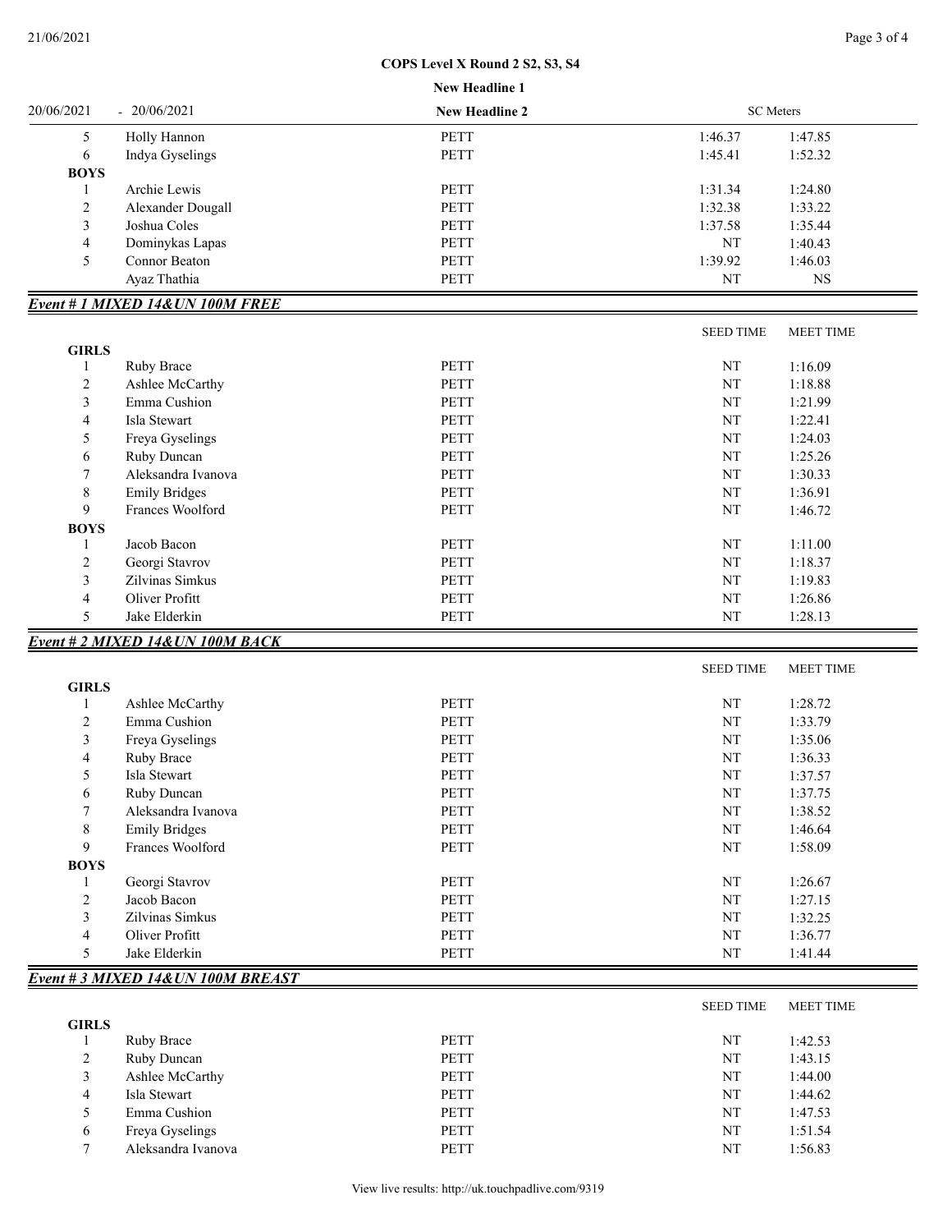**COPS Level X Round 2 S2, S3, S4**

**New Headline 1**

20/06/2021 - 20/06/2021 **New Headline 2** SC Meters

| | | | | |
|---|---|---|---|---|
| 5 | Holly Hannon | PETT | 1:46.37 | 1:47.85 |
| 6 | Indya Gyselings | PETT | 1:45.41 | 1:52.32 |
| **BOYS** | | | | |
| 1 | Archie Lewis | PETT | 1:31.34 | 1:24.80 |
| 2 | Alexander Dougall | PETT | 1:32.38 | 1:33.22 |
| 3 | Joshua Coles | PETT | 1:37.58 | 1:35.44 |
| 4 | Dominykas Lapas | PETT | NT | 1:40.43 |
| 5 | Connor Beaton | PETT | 1:39.92 | 1:46.03 |
| | Ayaz Thathia | PETT | NT | NS |

***Event # 1 MIXED 14&UN 100M FREE***

| | | | SEED TIME | MEET TIME |
|---|---|---|---|---|
| **GIRLS** | | | | |
| 1 | Ruby Brace | PETT | NT | 1:16.09 |
| 2 | Ashlee McCarthy | PETT | NT | 1:18.88 |
| 3 | Emma Cushion | PETT | NT | 1:21.99 |
| 4 | Isla Stewart | PETT | NT | 1:22.41 |
| 5 | Freya Gyselings | PETT | NT | 1:24.03 |
| 6 | Ruby Duncan | PETT | NT | 1:25.26 |
| 7 | Aleksandra Ivanova | PETT | NT | 1:30.33 |
| 8 | Emily Bridges | PETT | NT | 1:36.91 |
| 9 | Frances Woolford | PETT | NT | 1:46.72 |
| **BOYS** | | | | |
| 1 | Jacob Bacon | PETT | NT | 1:11.00 |
| 2 | Georgi Stavrov | PETT | NT | 1:18.37 |
| 3 | Zilvinas Simkus | PETT | NT | 1:19.83 |
| 4 | Oliver Profitt | PETT | NT | 1:26.86 |
| 5 | Jake Elderkin | PETT | NT | 1:28.13 |

***Event # 2 MIXED 14&UN 100M BACK***

| | | | SEED TIME | MEET TIME |
|---|---|---|---|---|
| **GIRLS** | | | | |
| 1 | Ashlee McCarthy | PETT | NT | 1:28.72 |
| 2 | Emma Cushion | PETT | NT | 1:33.79 |
| 3 | Freya Gyselings | PETT | NT | 1:35.06 |
| 4 | Ruby Brace | PETT | NT | 1:36.33 |
| 5 | Isla Stewart | PETT | NT | 1:37.57 |
| 6 | Ruby Duncan | PETT | NT | 1:37.75 |
| 7 | Aleksandra Ivanova | PETT | NT | 1:38.52 |
| 8 | Emily Bridges | PETT | NT | 1:46.64 |
| 9 | Frances Woolford | PETT | NT | 1:58.09 |
| **BOYS** | | | | |
| 1 | Georgi Stavrov | PETT | NT | 1:26.67 |
| 2 | Jacob Bacon | PETT | NT | 1:27.15 |
| 3 | Zilvinas Simkus | PETT | NT | 1:32.25 |
| 4 | Oliver Profitt | PETT | NT | 1:36.77 |
| 5 | Jake Elderkin | PETT | NT | 1:41.44 |

***Event # 3 MIXED 14&UN 100M BREAST***

| | | | SEED TIME | MEET TIME |
|---|---|---|---|---|
| **GIRLS** | | | | |
| 1 | Ruby Brace | PETT | NT | 1:42.53 |
| 2 | Ruby Duncan | PETT | NT | 1:43.15 |
| 3 | Ashlee McCarthy | PETT | NT | 1:44.00 |
| 4 | Isla Stewart | PETT | NT | 1:44.62 |
| 5 | Emma Cushion | PETT | NT | 1:47.53 |
| 6 | Freya Gyselings | PETT | NT | 1:51.54 |
| 7 | Aleksandra Ivanova | PETT | NT | 1:56.83 |

View live results: http://uk.touchpadlive.com/9319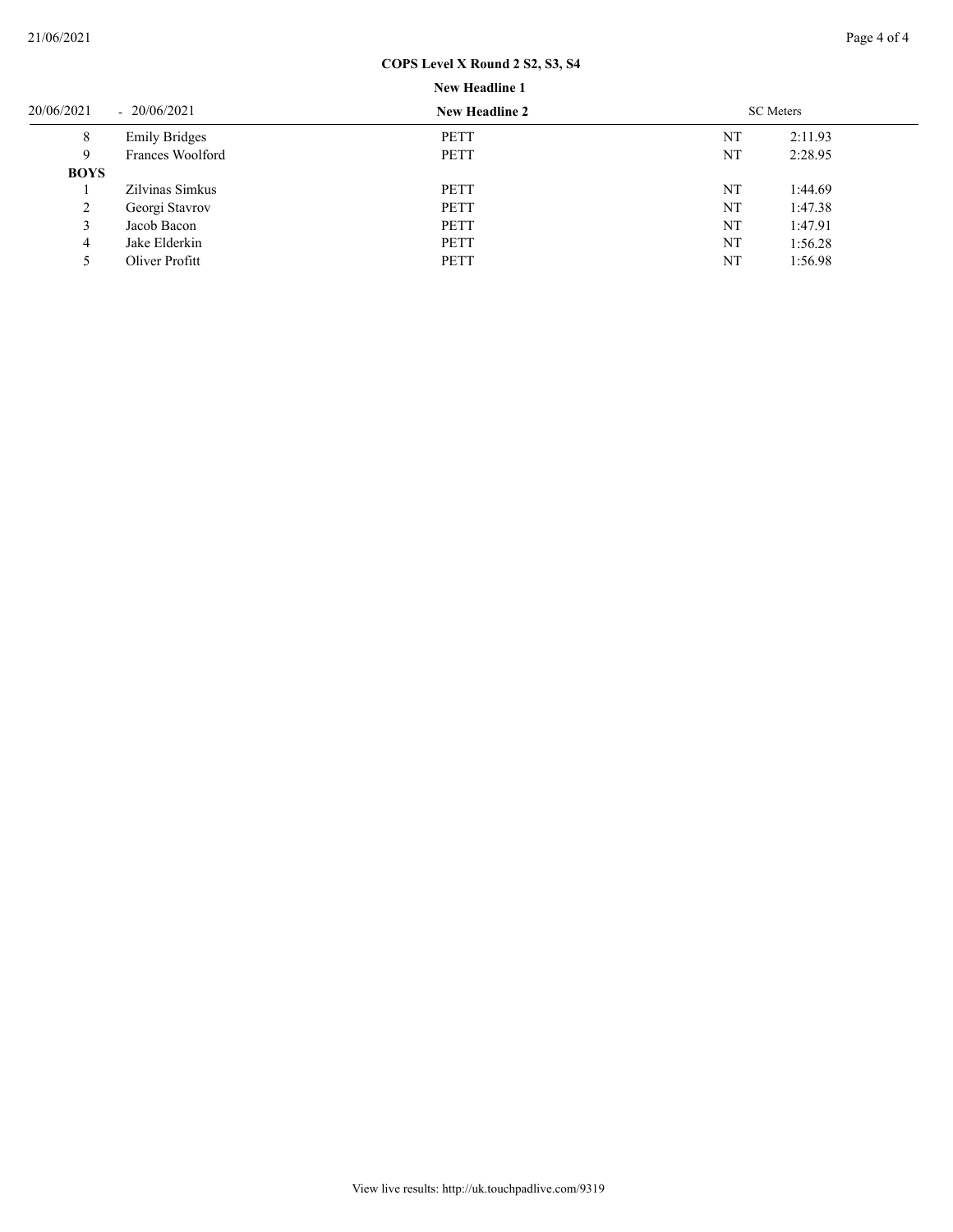| | | | | |
|---|---|---|---|---|
| 8 | Emily Bridges | PETT | NT | 2:11.93 |
| 9 | Frances Woolford | PETT | NT | 2:28.95 |
| **BOYS** | | | | |
| 1 | Zilvinas Simkus | PETT | NT | 1:44.69 |
| 2 | Georgi Stavrov | PETT | NT | 1:47.38 |
| 3 | Jacob Bacon | PETT | NT | 1:47.91 |
| 4 | Jake Elderkin | PETT | NT | 1:56.28 |
| 5 | Oliver Profitt | PETT | NT | 1:56.98 |